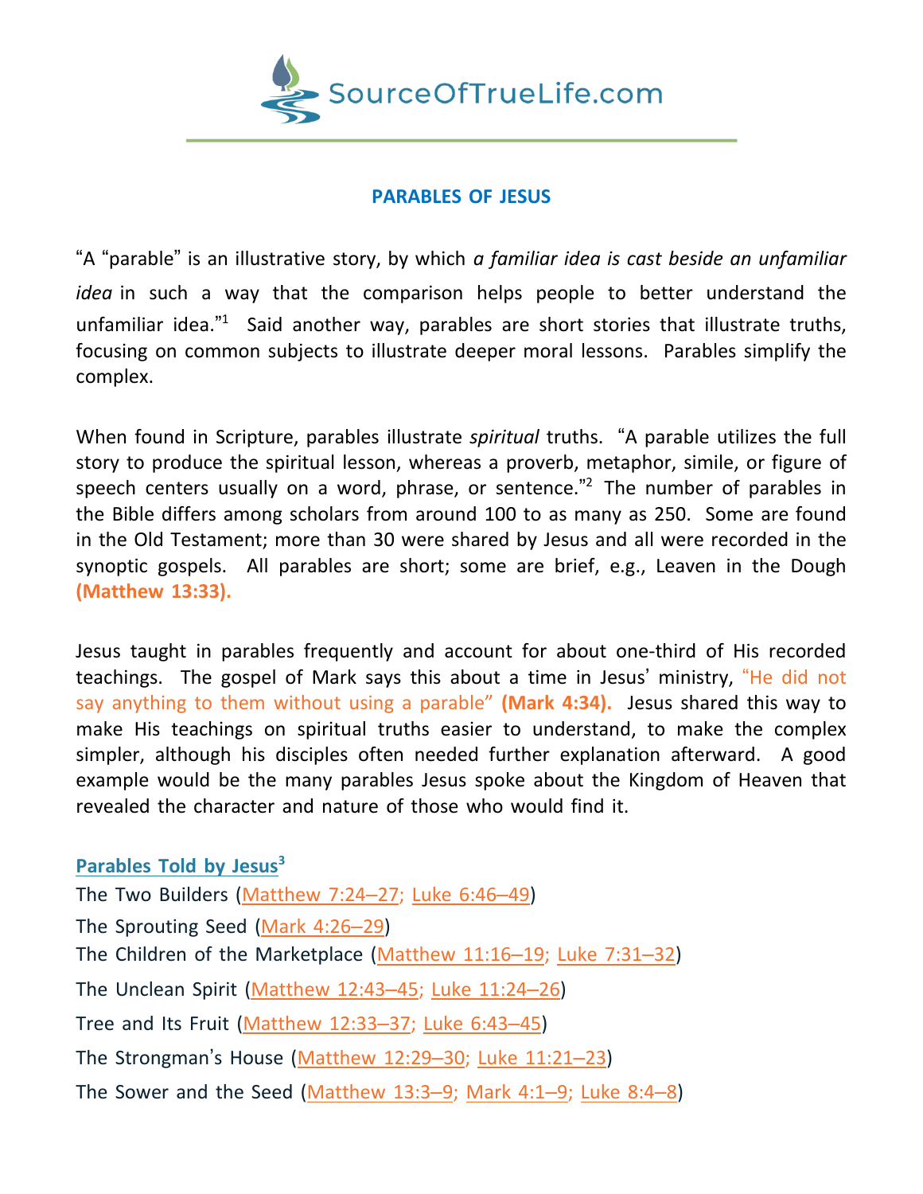SourceOfTrueLife.com

## PARABLES OF JESUS

"A "parable" is an illustrative story, by which *a familiar idea is cast beside an unfamiliar idea* in such a way that the comparison helps people to better understand the unfamiliar idea."[1] Said another way, parables are short stories that illustrate truths, focusing on common subjects to illustrate deeper moral lessons. Parables simplify the complex.

When found in Scripture, parables illustrate *spiritual* truths. "A parable utilizes the full story to produce the spiritual lesson, whereas a proverb, metaphor, simile, or figure of speech centers usually on a word, phrase, or sentence."[2] The number of parables in the Bible differs among scholars from around 100 to as many as 250. Some are found in the Old Testament; more than 30 were shared by Jesus and all were recorded in the synoptic gospels. All parables are short; some are brief, e.g., Leaven in the Dough **(Matthew 13:33).**

Jesus taught in parables frequently and account for about one-third of His recorded teachings. The gospel of Mark says this about a time in Jesus' ministry, "He did not say anything to them without using a parable" **(Mark 4:34).** Jesus shared this way to make His teachings on spiritual truths easier to understand, to make the complex simpler, although his disciples often needed further explanation afterward. A good example would be the many parables Jesus spoke about the Kingdom of Heaven that revealed the character and nature of those who would find it.

### Parables Told by Jesus[3]

The Two Builders (Matthew 7:24–27; Luke 6:46–49)
The Sprouting Seed (Mark 4:26–29)
The Children of the Marketplace (Matthew 11:16–19; Luke 7:31–32)
The Unclean Spirit (Matthew 12:43–45; Luke 11:24–26)
Tree and Its Fruit (Matthew 12:33–37; Luke 6:43–45)
The Strongman's House (Matthew 12:29–30; Luke 11:21–23)
The Sower and the Seed (Matthew 13:3–9; Mark 4:1–9; Luke 8:4–8)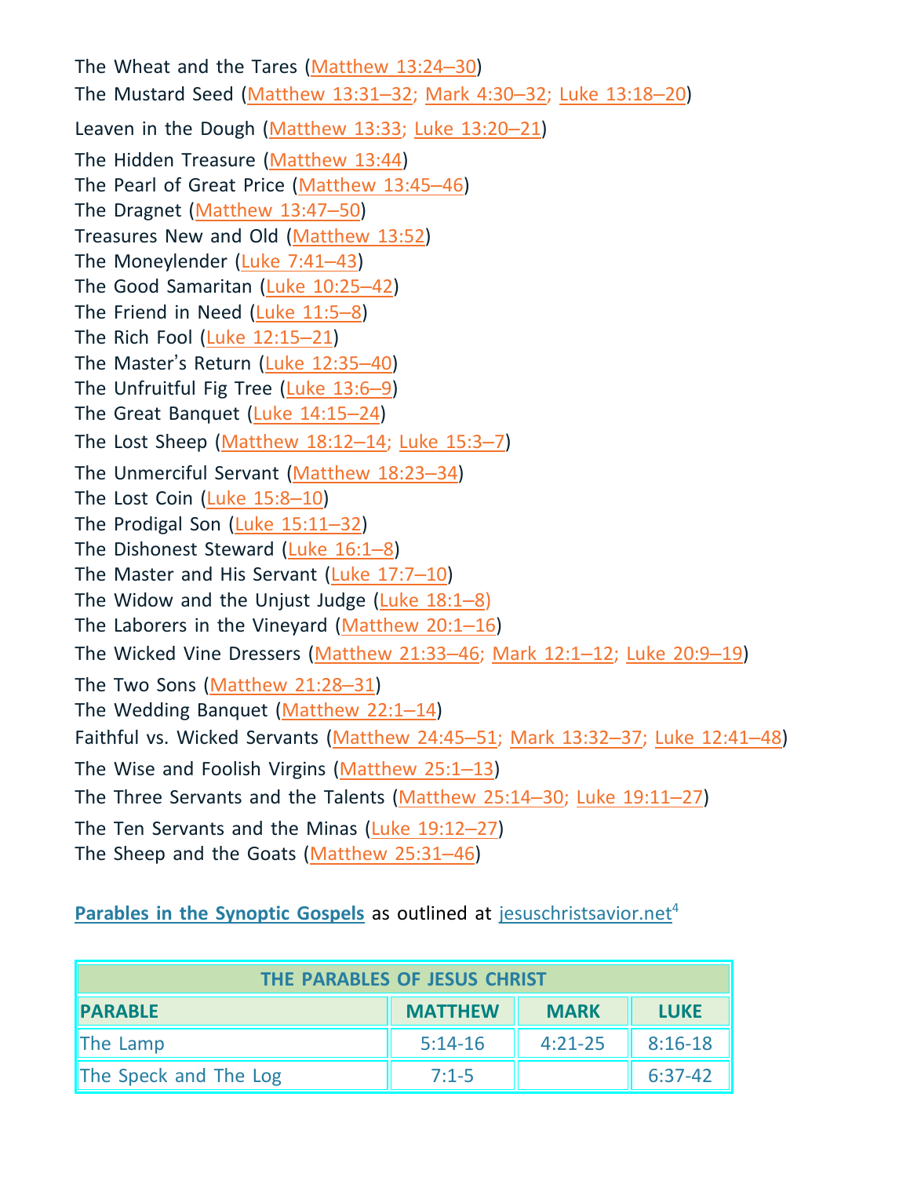The Wheat and the Tares (Matthew 13:24–30)
The Mustard Seed (Matthew 13:31–32; Mark 4:30–32; Luke 13:18–20)
Leaven in the Dough (Matthew 13:33; Luke 13:20–21)
The Hidden Treasure (Matthew 13:44)
The Pearl of Great Price (Matthew 13:45–46)
The Dragnet (Matthew 13:47–50)
Treasures New and Old (Matthew 13:52)
The Moneylender (Luke 7:41–43)
The Good Samaritan (Luke 10:25–42)
The Friend in Need (Luke 11:5–8)
The Rich Fool (Luke 12:15–21)
The Master's Return (Luke 12:35–40)
The Unfruitful Fig Tree (Luke 13:6–9)
The Great Banquet (Luke 14:15–24)
The Lost Sheep (Matthew 18:12–14; Luke 15:3–7)
The Unmerciful Servant (Matthew 18:23–34)
The Lost Coin (Luke 15:8–10)
The Prodigal Son (Luke 15:11–32)
The Dishonest Steward (Luke 16:1–8)
The Master and His Servant (Luke 17:7–10)
The Widow and the Unjust Judge (Luke 18:1–8)
The Laborers in the Vineyard (Matthew 20:1–16)
The Wicked Vine Dressers (Matthew 21:33–46; Mark 12:1–12; Luke 20:9–19)
The Two Sons (Matthew 21:28–31)
The Wedding Banquet (Matthew 22:1–14)
Faithful vs. Wicked Servants (Matthew 24:45–51; Mark 13:32–37; Luke 12:41–48)
The Wise and Foolish Virgins (Matthew 25:1–13)
The Three Servants and the Talents (Matthew 25:14–30; Luke 19:11–27)
The Ten Servants and the Minas (Luke 19:12–27)
The Sheep and the Goats (Matthew 25:31–46)

**Parables in the Synoptic Gospels** as outlined at jesuschristsavior.net[4]

| THE PARABLES OF JESUS CHRIST | | | |
|---|---|---|---|
| **PARABLE** | **MATTHEW** | **MARK** | **LUKE** |
| The Lamp | 5:14-16 | 4:21-25 | 8:16-18 |
| The Speck and The Log | 7:1-5 | | 6:37-42 |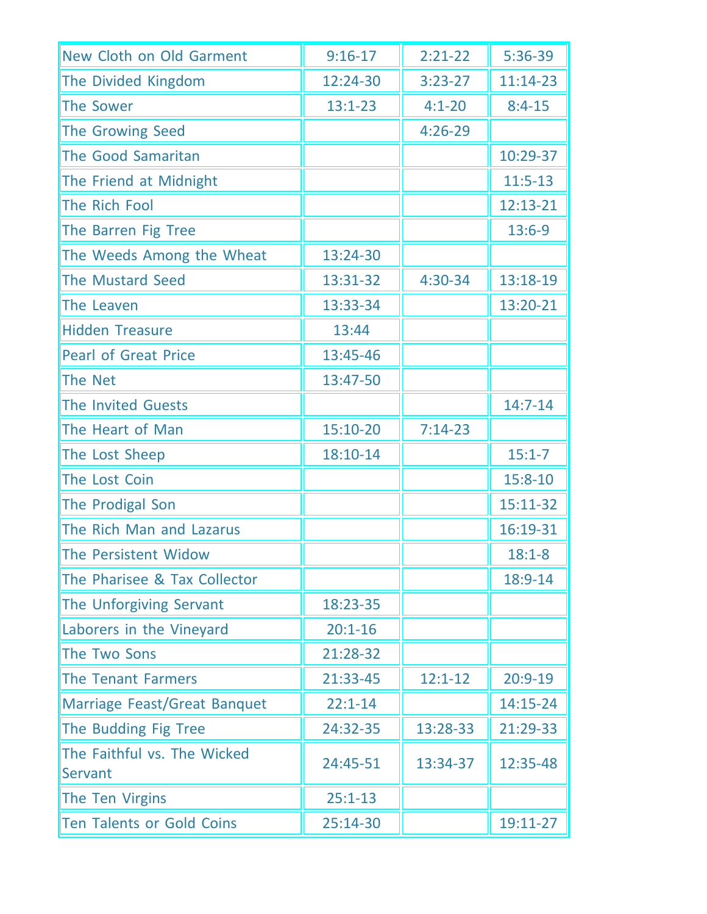| New Cloth on Old Garment | 9:16-17 | 2:21-22 | 5:36-39 |
|---|---|---|---|
| The Divided Kingdom | 12:24-30 | 3:23-27 | 11:14-23 |
| The Sower | 13:1-23 | 4:1-20 | 8:4-15 |
| The Growing Seed | | 4:26-29 | |
| The Good Samaritan | | | 10:29-37 |
| The Friend at Midnight | | | 11:5-13 |
| The Rich Fool | | | 12:13-21 |
| The Barren Fig Tree | | | 13:6-9 |
| The Weeds Among the Wheat | 13:24-30 | | |
| The Mustard Seed | 13:31-32 | 4:30-34 | 13:18-19 |
| The Leaven | 13:33-34 | | 13:20-21 |
| Hidden Treasure | 13:44 | | |
| Pearl of Great Price | 13:45-46 | | |
| The Net | 13:47-50 | | |
| The Invited Guests | | | 14:7-14 |
| The Heart of Man | 15:10-20 | 7:14-23 | |
| The Lost Sheep | 18:10-14 | | 15:1-7 |
| The Lost Coin | | | 15:8-10 |
| The Prodigal Son | | | 15:11-32 |
| The Rich Man and Lazarus | | | 16:19-31 |
| The Persistent Widow | | | 18:1-8 |
| The Pharisee & Tax Collector | | | 18:9-14 |
| The Unforgiving Servant | 18:23-35 | | |
| Laborers in the Vineyard | 20:1-16 | | |
| The Two Sons | 21:28-32 | | |
| The Tenant Farmers | 21:33-45 | 12:1-12 | 20:9-19 |
| Marriage Feast/Great Banquet | 22:1-14 | | 14:15-24 |
| The Budding Fig Tree | 24:32-35 | 13:28-33 | 21:29-33 |
| The Faithful vs. The Wicked Servant | 24:45-51 | 13:34-37 | 12:35-48 |
| The Ten Virgins | 25:1-13 | | |
| Ten Talents or Gold Coins | 25:14-30 | | 19:11-27 |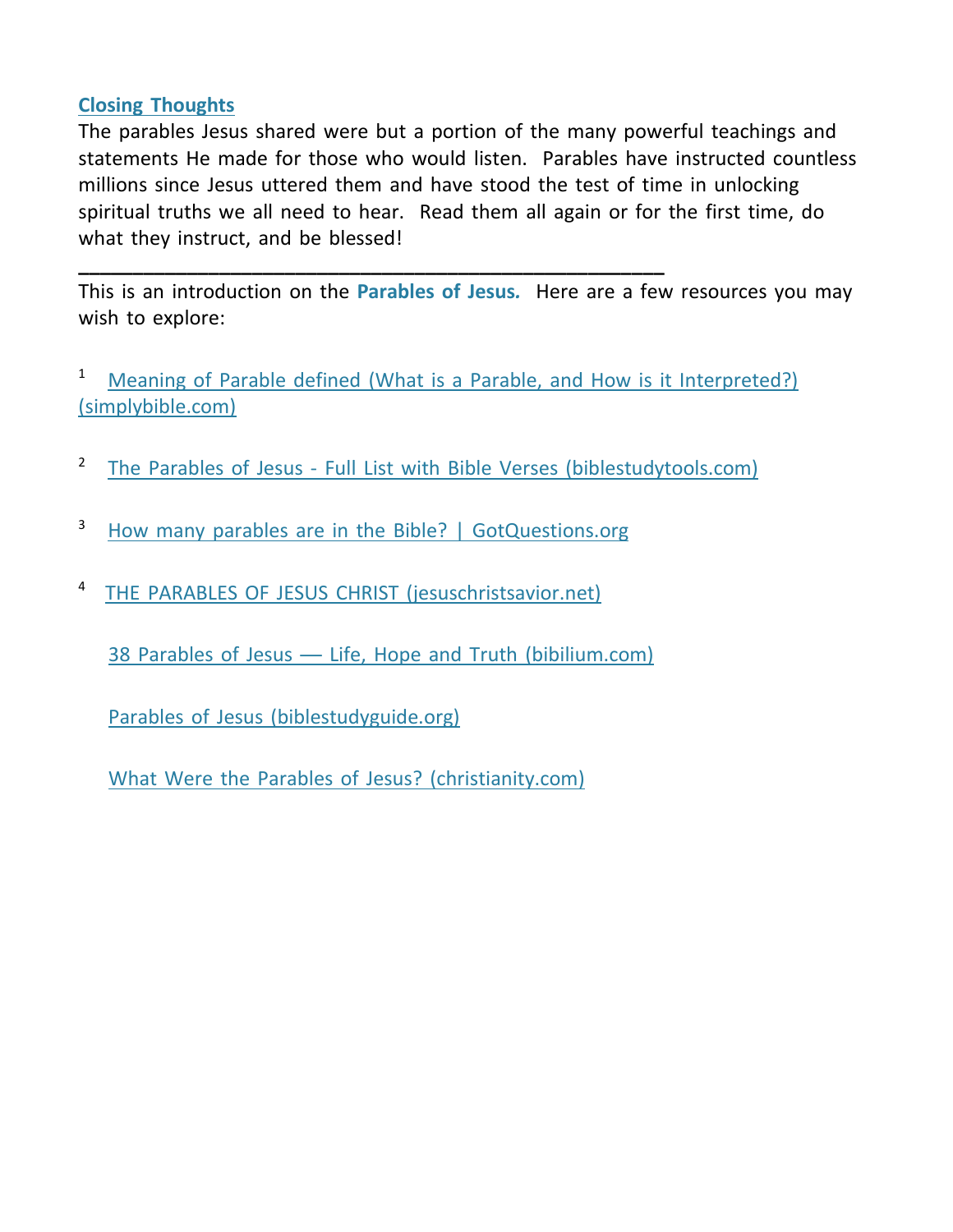## Closing Thoughts

The parables Jesus shared were but a portion of the many powerful teachings and statements He made for those who would listen. Parables have instructed countless millions since Jesus uttered them and have stood the test of time in unlocking spiritual truths we all need to hear. Read them all again or for the first time, do what they instruct, and be blessed!

---

This is an introduction on the **Parables of Jesus.** Here are a few resources you may wish to explore:

[1] Meaning of Parable defined (What is a Parable, and How is it Interpreted?) (simplybible.com)

[2] The Parables of Jesus - Full List with Bible Verses (biblestudytools.com)

[3] How many parables are in the Bible? | GotQuestions.org

[4] THE PARABLES OF JESUS CHRIST (jesuschristsavior.net)

38 Parables of Jesus — Life, Hope and Truth (bibilium.com)

Parables of Jesus (biblestudyguide.org)

What Were the Parables of Jesus? (christianity.com)